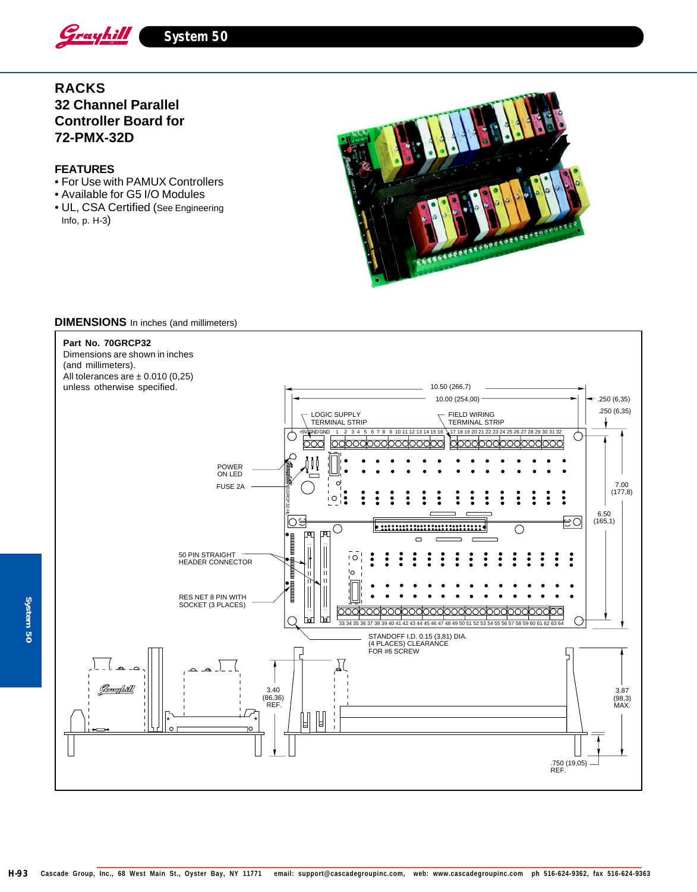# RACKS

## 32 Channel Parallel Controller Board for 72-PMX-32D

### FEATURES

- For Use with PAMUX Controllers
- Available for G5 I/O Modules
- UL, CSA Certified (See Engineering Info, p. H-3)

### DIMENSIONS In inches (and millimeters)

**Part No. 70GRCP32**

Dimensions are shown in inches (and millimeters).
All tolerances are ± 0.010 (0,25) unless otherwise specified.

10.50 (266,7)
10.00 (254,00)
.250 (6,35)
.250 (6,35)
LOGIC SUPPLY TERMINAL STRIP
FIELD WIRING TERMINAL STRIP
+5V GND GND 1 2 3 4 5 6 7 8 9 10 11 12 13 14 15 16 17 18 19 20 21 22 23 24 25 26 27 28 29 30 31 32
POWER ON LED
FUSE 2A
7.00 (177,8)
6.50 (165,1)
50 PIN STRAIGHT HEADER CONNECTOR
RES NET 8 PIN WITH SOCKET (3 PLACES)
33 34 35 36 37 38 39 40 41 42 43 44 45 46 47 48 49 50 51 52 53 54 55 56 57 58 59 60 61 62 63 64
STANDOFF I.D. 0.15 (3,81) DIA. (4 PLACES) CLEARANCE FOR #6 SCREW
3.40 (86,36) REF.
3.87 (98,3) MAX.
.750 (19,05) REF.

Cascade Group, Inc., 68 West Main St., Oyster Bay, NY 11771 email: support@cascadegroupinc.com, web: www.cascadegroupinc.com ph 516-624-9362, fax 516-624-9363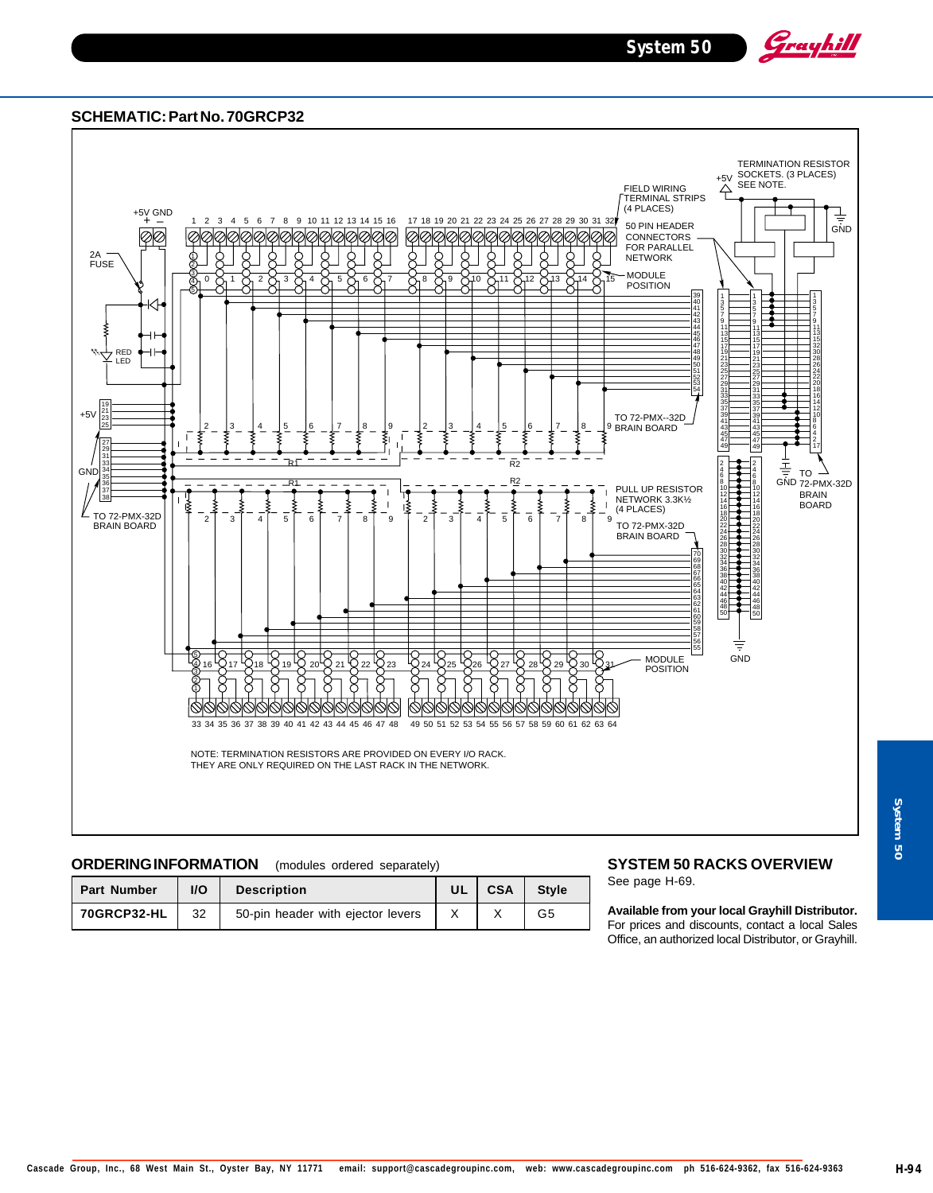## SCHEMATIC: Part No. 70GRCP32

NOTE: TERMINATION RESISTORS ARE PROVIDED ON EVERY I/O RACK. THEY ARE ONLY REQUIRED ON THE LAST RACK IN THE NETWORK.

## ORDERING INFORMATION (modules ordered separately)

| Part Number | I/O | Description | UL | CSA | Style |
|---|---|---|---|---|---|
| 70GRCP32-HL | 32 | 50-pin header with ejector levers | X | X | G5 |

## SYSTEM 50 RACKS OVERVIEW

See page H-69.

**Available from your local Grayhill Distributor.** For prices and discounts, contact a local Sales Office, an authorized local Distributor, or Grayhill.